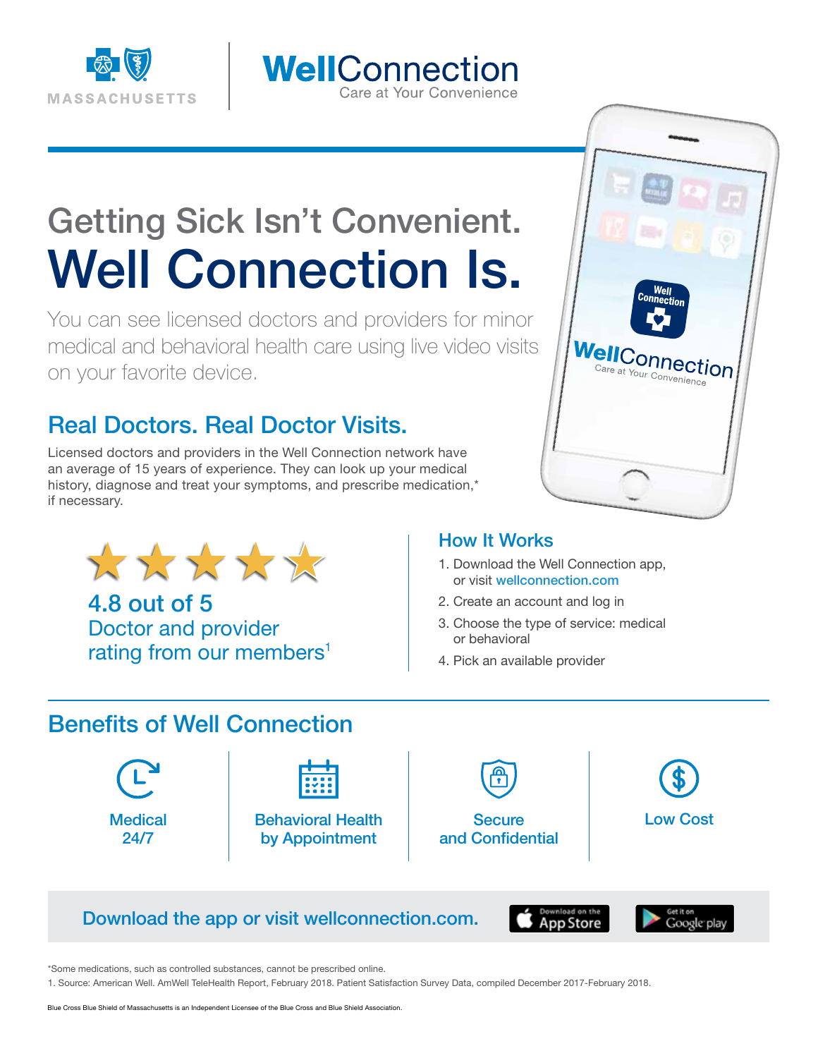MASSACHUSETTS

**WellConnection**
Care at Your Convenience

# Getting Sick Isn't Convenient.
# Well Connection Is.

You can see licensed doctors and providers for minor medical and behavioral health care using live video visits on your favorite device.

## Real Doctors. Real Doctor Visits.

Licensed doctors and providers in the Well Connection network have an average of 15 years of experience. They can look up your medical history, diagnose and treat your symptoms, and prescribe medication,* if necessary.

**4.8 out of 5**
Doctor and provider rating from our members[1]

## How It Works

1. Download the Well Connection app, or visit wellconnection.com
2. Create an account and log in
3. Choose the type of service: medical or behavioral
4. Pick an available provider

## Benefits of Well Connection

- Medical 24/7
- Behavioral Health by Appointment
- Secure and Confidential
- Low Cost

**Download the app or visit wellconnection.com.**

Download on the App Store | Get it on Google play

*Some medications, such as controlled substances, cannot be prescribed online.

1. Source: American Well. AmWell TeleHealth Report, February 2018. Patient Satisfaction Survey Data, compiled December 2017-February 2018.

Blue Cross Blue Shield of Massachusetts is an Independent Licensee of the Blue Cross and Blue Shield Association.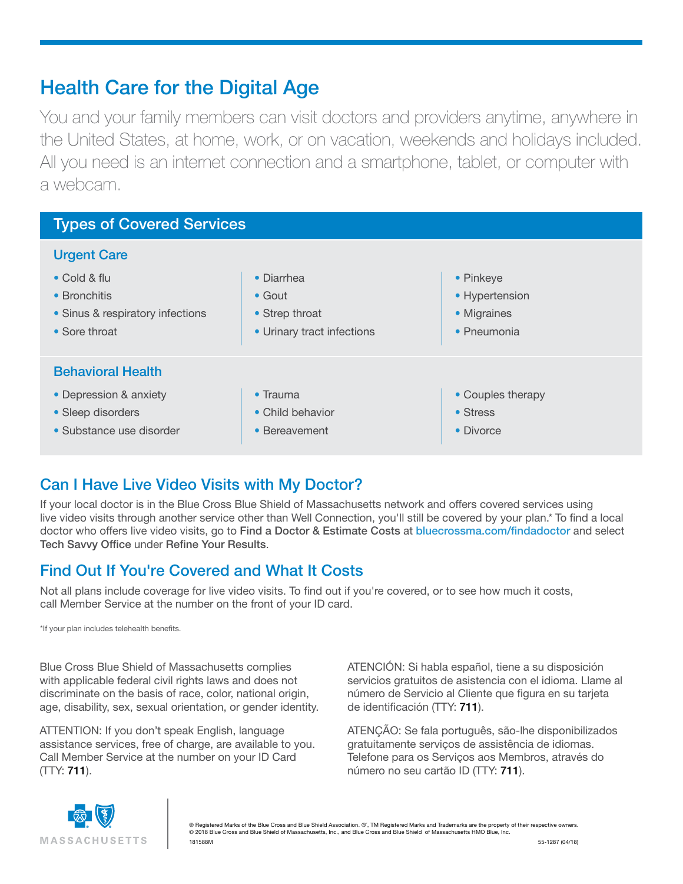# Health Care for the Digital Age

You and your family members can visit doctors and providers anytime, anywhere in the United States, at home, work, or on vacation, weekends and holidays included. All you need is an internet connection and a smartphone, tablet, or computer with a webcam.

## Types of Covered Services

### Urgent Care

- Cold & flu
- Bronchitis
- Sinus & respiratory infections
- Sore throat
- Diarrhea
- Gout
- Strep throat
- Urinary tract infections
- Pinkeye
- Hypertension
- Migraines
- Pneumonia

### Behavioral Health

- Depression & anxiety
- Sleep disorders
- Substance use disorder
- Trauma
- Child behavior
- Bereavement
- Couples therapy
- Stress
- Divorce

## Can I Have Live Video Visits with My Doctor?

If your local doctor is in the Blue Cross Blue Shield of Massachusetts network and offers covered services using live video visits through another service other than Well Connection, you'll still be covered by your plan.* To find a local doctor who offers live video visits, go to **Find a Doctor & Estimate Costs** at bluecrossma.com/findadoctor and select **Tech Savvy Office** under **Refine Your Results**.

## Find Out If You're Covered and What It Costs

Not all plans include coverage for live video visits. To find out if you're covered, or to see how much it costs, call Member Service at the number on the front of your ID card.

*If your plan includes telehealth benefits.

Blue Cross Blue Shield of Massachusetts complies with applicable federal civil rights laws and does not discriminate on the basis of race, color, national origin, age, disability, sex, sexual orientation, or gender identity.

ATTENTION: If you don't speak English, language assistance services, free of charge, are available to you. Call Member Service at the number on your ID Card (TTY: **711**).

ATENCIÓN: Si habla español, tiene a su disposición servicios gratuitos de asistencia con el idioma. Llame al número de Servicio al Cliente que figura en su tarjeta de identificación (TTY: **711**).

ATENÇÃO: Se fala português, são-lhe disponibilizados gratuitamente serviços de assistência de idiomas. Telefone para os Serviços aos Membros, através do número no seu cartão ID (TTY: **711**).

MASSACHUSETTS

® Registered Marks of the Blue Cross and Blue Shield Association. ®´, TM Registered Marks and Trademarks are the property of their respective owners.
© 2018 Blue Cross and Blue Shield of Massachusetts, Inc., and Blue Cross and Blue Shield of Massachusetts HMO Blue, Inc.

181588M

55-1287 (04/18)